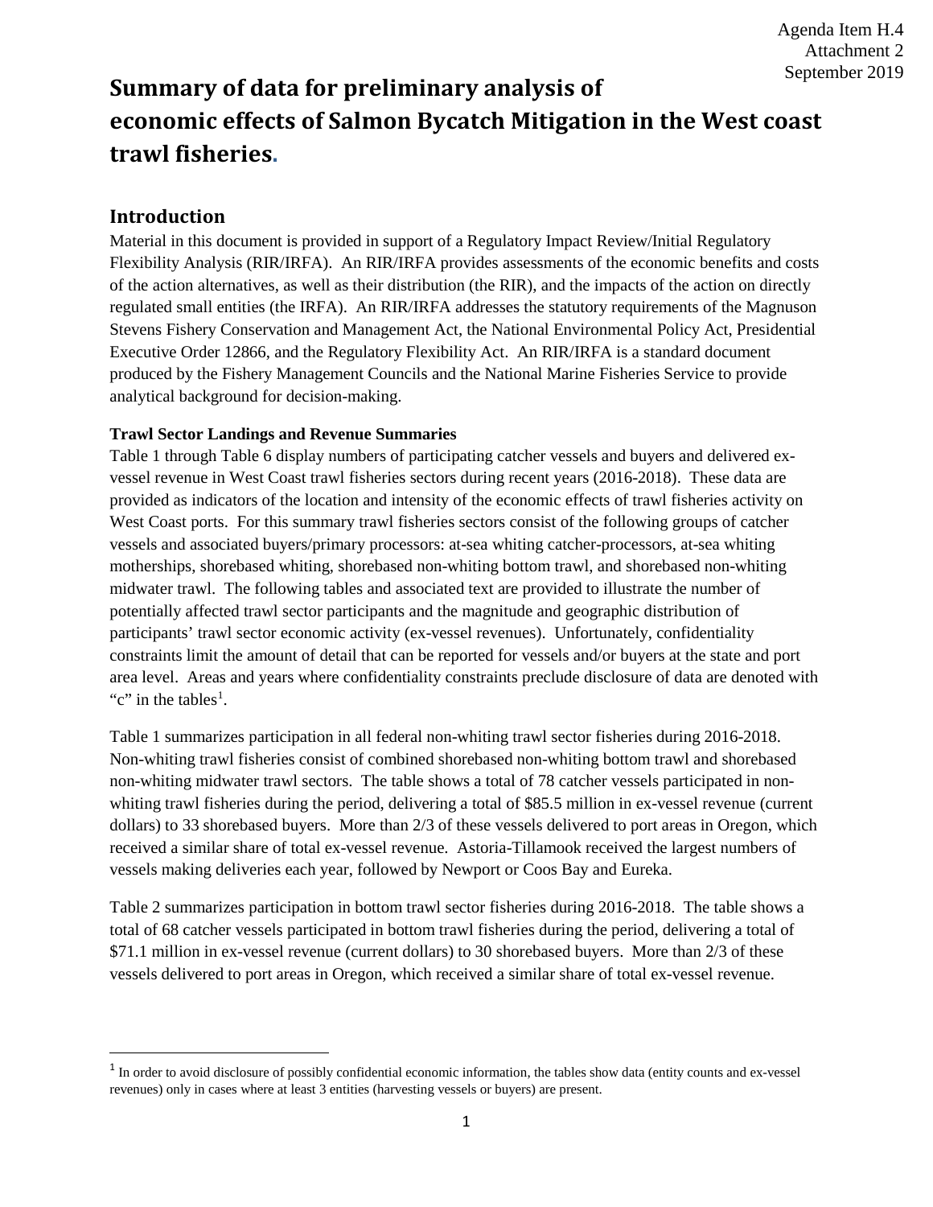Agenda Item H.4
Attachment 2
September 2019

# Summary of data for preliminary analysis of economic effects of Salmon Bycatch Mitigation in the West coast trawl fisheries.

## Introduction

Material in this document is provided in support of a Regulatory Impact Review/Initial Regulatory Flexibility Analysis (RIR/IRFA). An RIR/IRFA provides assessments of the economic benefits and costs of the action alternatives, as well as their distribution (the RIR), and the impacts of the action on directly regulated small entities (the IRFA). An RIR/IRFA addresses the statutory requirements of the Magnuson Stevens Fishery Conservation and Management Act, the National Environmental Policy Act, Presidential Executive Order 12866, and the Regulatory Flexibility Act. An RIR/IRFA is a standard document produced by the Fishery Management Councils and the National Marine Fisheries Service to provide analytical background for decision-making.

**Trawl Sector Landings and Revenue Summaries**

Table 1 through Table 6 display numbers of participating catcher vessels and buyers and delivered ex-vessel revenue in West Coast trawl fisheries sectors during recent years (2016-2018). These data are provided as indicators of the location and intensity of the economic effects of trawl fisheries activity on West Coast ports. For this summary trawl fisheries sectors consist of the following groups of catcher vessels and associated buyers/primary processors: at-sea whiting catcher-processors, at-sea whiting motherships, shorebased whiting, shorebased non-whiting bottom trawl, and shorebased non-whiting midwater trawl. The following tables and associated text are provided to illustrate the number of potentially affected trawl sector participants and the magnitude and geographic distribution of participants' trawl sector economic activity (ex-vessel revenues). Unfortunately, confidentiality constraints limit the amount of detail that can be reported for vessels and/or buyers at the state and port area level. Areas and years where confidentiality constraints preclude disclosure of data are denoted with "c" in the tables[1].

Table 1 summarizes participation in all federal non-whiting trawl sector fisheries during 2016-2018. Non-whiting trawl fisheries consist of combined shorebased non-whiting bottom trawl and shorebased non-whiting midwater trawl sectors. The table shows a total of 78 catcher vessels participated in non-whiting trawl fisheries during the period, delivering a total of $85.5 million in ex-vessel revenue (current dollars) to 33 shorebased buyers. More than 2/3 of these vessels delivered to port areas in Oregon, which received a similar share of total ex-vessel revenue. Astoria-Tillamook received the largest numbers of vessels making deliveries each year, followed by Newport or Coos Bay and Eureka.

Table 2 summarizes participation in bottom trawl sector fisheries during 2016-2018. The table shows a total of 68 catcher vessels participated in bottom trawl fisheries during the period, delivering a total of $71.1 million in ex-vessel revenue (current dollars) to 30 shorebased buyers. More than 2/3 of these vessels delivered to port areas in Oregon, which received a similar share of total ex-vessel revenue.

---

[1] In order to avoid disclosure of possibly confidential economic information, the tables show data (entity counts and ex-vessel revenues) only in cases where at least 3 entities (harvesting vessels or buyers) are present.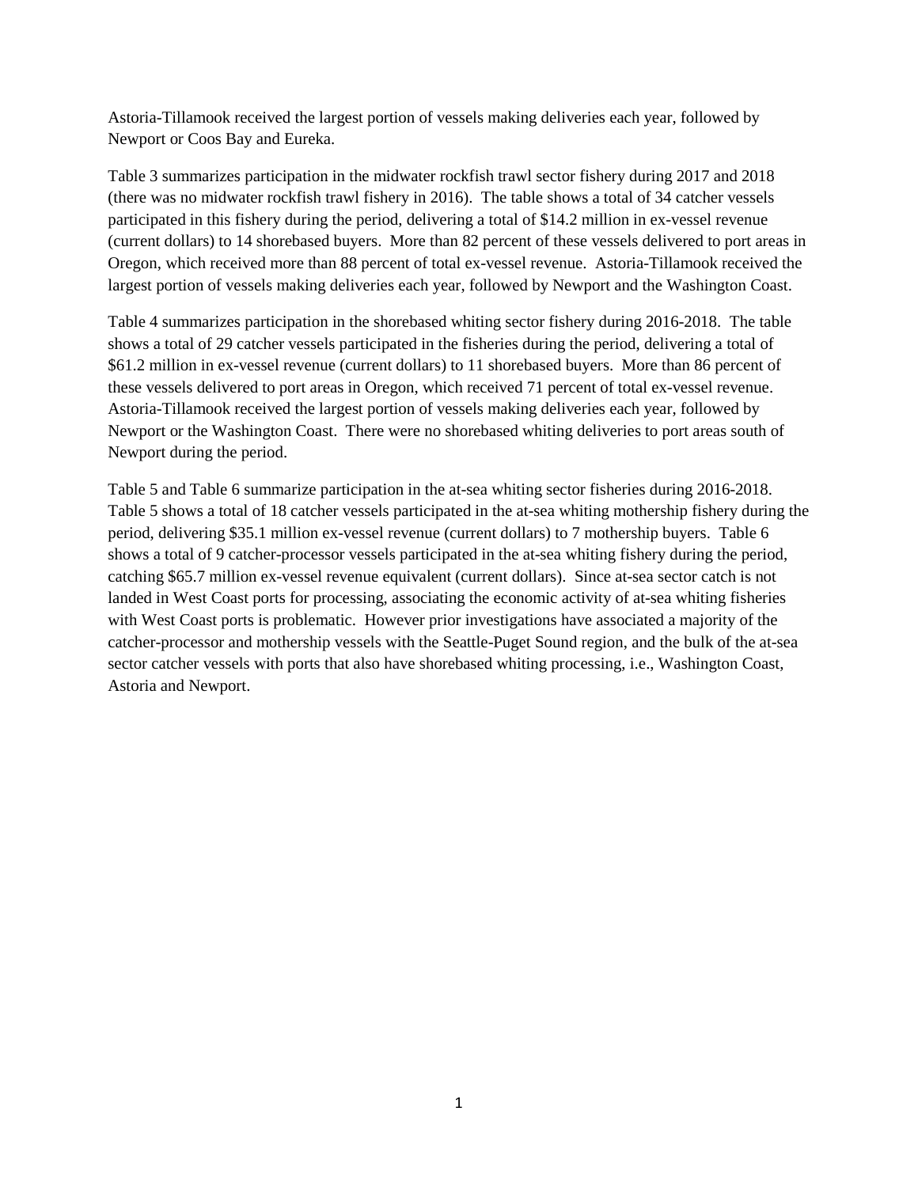Astoria-Tillamook received the largest portion of vessels making deliveries each year, followed by Newport or Coos Bay and Eureka.

Table 3 summarizes participation in the midwater rockfish trawl sector fishery during 2017 and 2018 (there was no midwater rockfish trawl fishery in 2016). The table shows a total of 34 catcher vessels participated in this fishery during the period, delivering a total of $14.2 million in ex-vessel revenue (current dollars) to 14 shorebased buyers. More than 82 percent of these vessels delivered to port areas in Oregon, which received more than 88 percent of total ex-vessel revenue. Astoria-Tillamook received the largest portion of vessels making deliveries each year, followed by Newport and the Washington Coast.

Table 4 summarizes participation in the shorebased whiting sector fishery during 2016-2018. The table shows a total of 29 catcher vessels participated in the fisheries during the period, delivering a total of $61.2 million in ex-vessel revenue (current dollars) to 11 shorebased buyers. More than 86 percent of these vessels delivered to port areas in Oregon, which received 71 percent of total ex-vessel revenue. Astoria-Tillamook received the largest portion of vessels making deliveries each year, followed by Newport or the Washington Coast. There were no shorebased whiting deliveries to port areas south of Newport during the period.

Table 5 and Table 6 summarize participation in the at-sea whiting sector fisheries during 2016-2018. Table 5 shows a total of 18 catcher vessels participated in the at-sea whiting mothership fishery during the period, delivering $35.1 million ex-vessel revenue (current dollars) to 7 mothership buyers. Table 6 shows a total of 9 catcher-processor vessels participated in the at-sea whiting fishery during the period, catching $65.7 million ex-vessel revenue equivalent (current dollars). Since at-sea sector catch is not landed in West Coast ports for processing, associating the economic activity of at-sea whiting fisheries with West Coast ports is problematic. However prior investigations have associated a majority of the catcher-processor and mothership vessels with the Seattle-Puget Sound region, and the bulk of the at-sea sector catcher vessels with ports that also have shorebased whiting processing, i.e., Washington Coast, Astoria and Newport.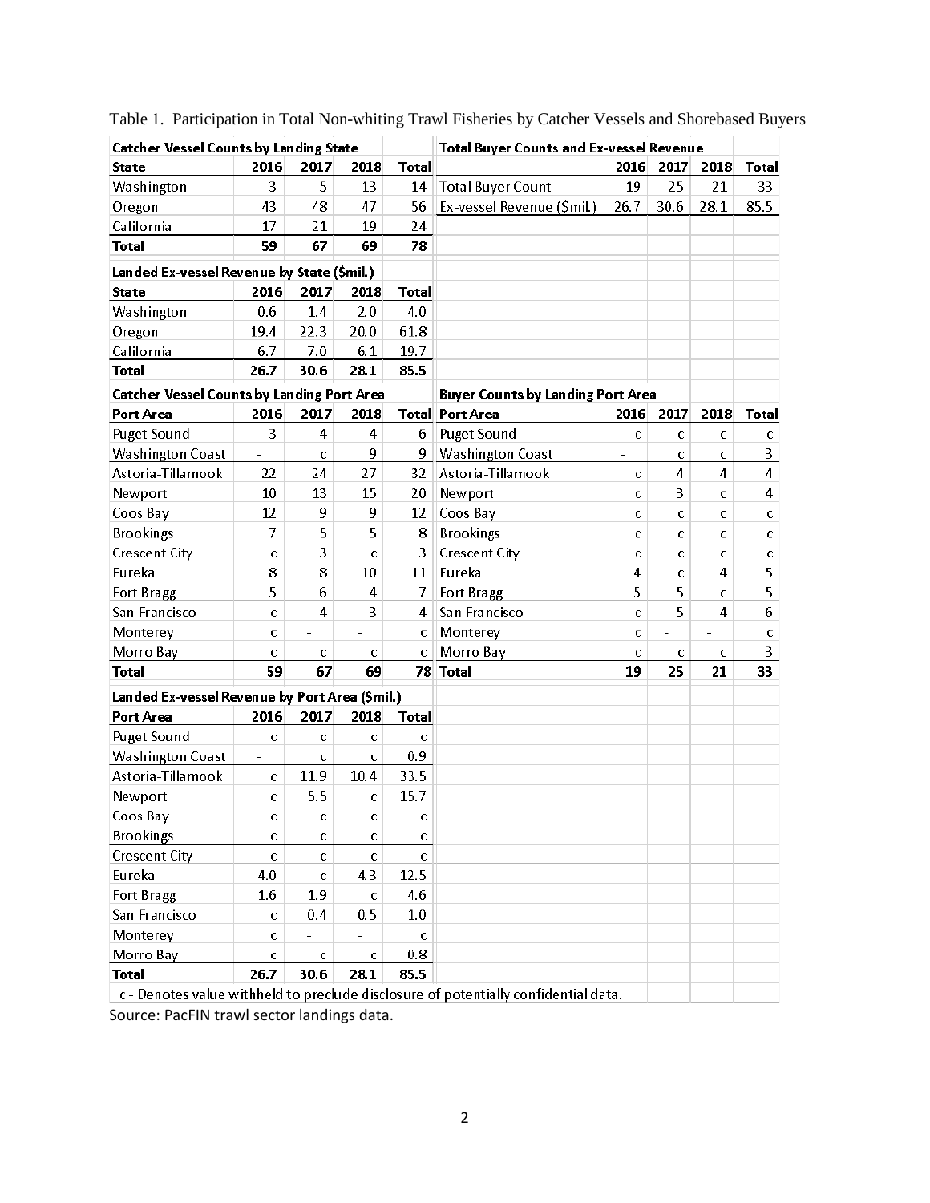Table 1. Participation in Total Non-whiting Trawl Fisheries by Catcher Vessels and Shorebased Buyers

| **Catcher Vessel Counts by Landing State** | | | | | **Total Buyer Counts and Ex-vessel Revenue** | | | | |
|---|---|---|---|---|---|---|---|---|---|
| **State** | **2016** | **2017** | **2018** | **Total** | | **2016** | **2017** | **2018** | **Total** |
| Washington | 3 | 5 | 13 | 14 | Total Buyer Count | 19 | 25 | 21 | 33 |
| Oregon | 43 | 48 | 47 | 56 | Ex-vessel Revenue ($mil.) | 26.7 | 30.6 | 28.1 | 85.5 |
| California | 17 | 21 | 19 | 24 | | | | | |
| **Total** | **59** | **67** | **69** | **78** | | | | | |
| **Landed Ex-vessel Revenue by State ($mil.)** | | | | | | | | | |
| **State** | **2016** | **2017** | **2018** | **Total** | | | | | |
| Washington | 0.6 | 1.4 | 2.0 | 4.0 | | | | | |
| Oregon | 19.4 | 22.3 | 20.0 | 61.8 | | | | | |
| California | 6.7 | 7.0 | 6.1 | 19.7 | | | | | |
| **Total** | **26.7** | **30.6** | **28.1** | **85.5** | | | | | |
| **Catcher Vessel Counts by Landing Port Area** | | | | | **Buyer Counts by Landing Port Area** | | | | |
| **Port Area** | **2016** | **2017** | **2018** | **Total** | **Port Area** | **2016** | **2017** | **2018** | **Total** |
| Puget Sound | 3 | 4 | 4 | 6 | Puget Sound | c | c | c | c |
| Washington Coast | - | c | 9 | 9 | Washington Coast | - | c | c | 3 |
| Astoria-Tillamook | 22 | 24 | 27 | 32 | Astoria-Tillamook | c | 4 | 4 | 4 |
| Newport | 10 | 13 | 15 | 20 | Newport | c | 3 | c | 4 |
| Coos Bay | 12 | 9 | 9 | 12 | Coos Bay | c | c | c | c |
| Brookings | 7 | 5 | 5 | 8 | Brookings | c | c | c | c |
| Crescent City | c | 3 | c | 3 | Crescent City | c | c | c | c |
| Eureka | 8 | 8 | 10 | 11 | Eureka | 4 | c | 4 | 5 |
| Fort Bragg | 5 | 6 | 4 | 7 | Fort Bragg | 5 | 5 | c | 5 |
| San Francisco | c | 4 | 3 | 4 | San Francisco | c | 5 | 4 | 6 |
| Monterey | c | - | - | c | Monterey | c | - | - | c |
| Morro Bay | c | c | c | c | Morro Bay | c | c | c | 3 |
| **Total** | **59** | **67** | **69** | **78** | **Total** | **19** | **25** | **21** | **33** |
| **Landed Ex-vessel Revenue by Port Area ($mil.)** | | | | | | | | | |
| **Port Area** | **2016** | **2017** | **2018** | **Total** | | | | | |
| Puget Sound | c | c | c | c | | | | | |
| Washington Coast | - | c | c | 0.9 | | | | | |
| Astoria-Tillamook | c | 11.9 | 10.4 | 33.5 | | | | | |
| Newport | c | 5.5 | c | 15.7 | | | | | |
| Coos Bay | c | c | c | c | | | | | |
| Brookings | c | c | c | c | | | | | |
| Crescent City | c | c | c | c | | | | | |
| Eureka | 4.0 | c | 4.3 | 12.5 | | | | | |
| Fort Bragg | 1.6 | 1.9 | c | 4.6 | | | | | |
| San Francisco | c | 0.4 | 0.5 | 1.0 | | | | | |
| Monterey | c | - | - | c | | | | | |
| Morro Bay | c | c | c | 0.8 | | | | | |
| **Total** | **26.7** | **30.6** | **28.1** | **85.5** | | | | | |

c - Denotes value withheld to preclude disclosure of potentially confidential data.

Source: PacFIN trawl sector landings data.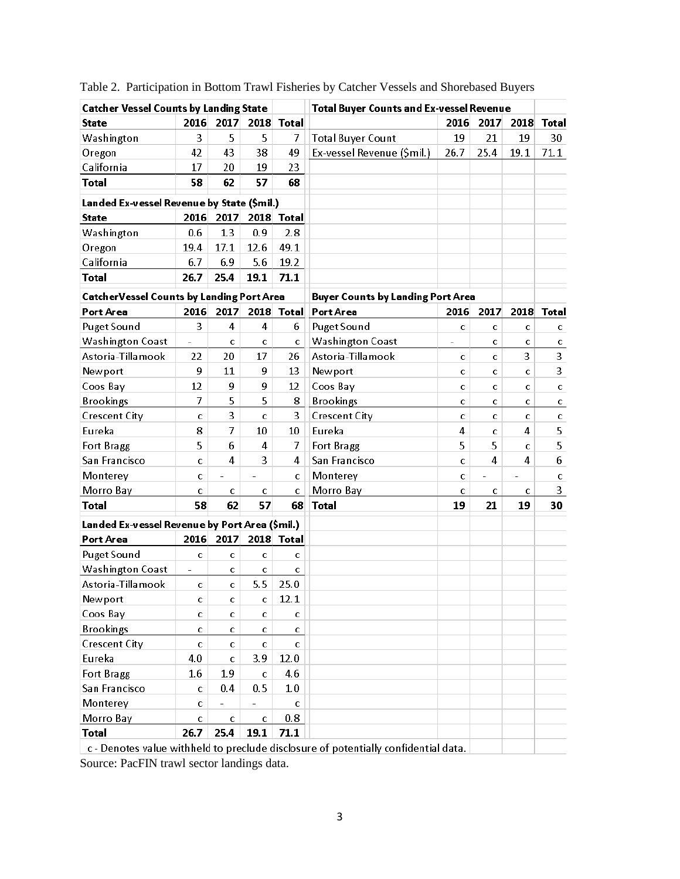Table 2. Participation in Bottom Trawl Fisheries by Catcher Vessels and Shorebased Buyers

**Catcher Vessel Counts by Landing State**

| State | 2016 | 2017 | 2018 | Total |
|---|---|---|---|---|
| Washington | 3 | 5 | 5 | 7 |
| Oregon | 42 | 43 | 38 | 49 |
| California | 17 | 20 | 19 | 23 |
| **Total** | **58** | **62** | **57** | **68** |

**Total Buyer Counts and Ex-vessel Revenue**

| | 2016 | 2017 | 2018 | Total |
|---|---|---|---|---|
| Total Buyer Count | 19 | 21 | 19 | 30 |
| Ex-vessel Revenue ($mil.) | 26.7 | 25.4 | 19.1 | 71.1 |

**Landed Ex-vessel Revenue by State ($mil.)**

| State | 2016 | 2017 | 2018 | Total |
|---|---|---|---|---|
| Washington | 0.6 | 1.3 | 0.9 | 2.8 |
| Oregon | 19.4 | 17.1 | 12.6 | 49.1 |
| California | 6.7 | 6.9 | 5.6 | 19.2 |
| **Total** | **26.7** | **25.4** | **19.1** | **71.1** |

**CatcherVessel Counts by Landing Port Area**

| Port Area | 2016 | 2017 | 2018 | Total |
|---|---|---|---|---|
| Puget Sound | 3 | 4 | 4 | 6 |
| Washington Coast | - | c | c | c |
| Astoria-Tillamook | 22 | 20 | 17 | 26 |
| Newport | 9 | 11 | 9 | 13 |
| Coos Bay | 12 | 9 | 9 | 12 |
| Brookings | 7 | 5 | 5 | 8 |
| Crescent City | c | 3 | c | 3 |
| Eureka | 8 | 7 | 10 | 10 |
| Fort Bragg | 5 | 6 | 4 | 7 |
| San Francisco | c | 4 | 3 | 4 |
| Monterey | c | - | - | c |
| Morro Bay | c | c | c | c |
| **Total** | **58** | **62** | **57** | **68** |

**Buyer Counts by Landing Port Area**

| Port Area | 2016 | 2017 | 2018 | Total |
|---|---|---|---|---|
| Puget Sound | c | c | c | c |
| Washington Coast | - | c | c | c |
| Astoria-Tillamook | c | c | 3 | 3 |
| Newport | c | c | c | 3 |
| Coos Bay | c | c | c | c |
| Brookings | c | c | c | c |
| Crescent City | c | c | c | c |
| Eureka | 4 | c | 4 | 5 |
| Fort Bragg | 5 | 5 | c | 5 |
| San Francisco | c | 4 | 4 | 6 |
| Monterey | c | - | - | c |
| Morro Bay | c | c | c | 3 |
| **Total** | **19** | **21** | **19** | **30** |

**Landed Ex-vessel Revenue by Port Area ($mil.)**

| Port Area | 2016 | 2017 | 2018 | Total |
|---|---|---|---|---|
| Puget Sound | c | c | c | c |
| Washington Coast | - | c | c | c |
| Astoria-Tillamook | c | c | 5.5 | 25.0 |
| Newport | c | c | c | 12.1 |
| Coos Bay | c | c | c | c |
| Brookings | c | c | c | c |
| Crescent City | c | c | c | c |
| Eureka | 4.0 | c | 3.9 | 12.0 |
| Fort Bragg | 1.6 | 1.9 | c | 4.6 |
| San Francisco | c | 0.4 | 0.5 | 1.0 |
| Monterey | c | - | - | c |
| Morro Bay | c | c | c | 0.8 |
| **Total** | **26.7** | **25.4** | **19.1** | **71.1** |

c - Denotes value withheld to preclude disclosure of potentially confidential data.

Source: PacFIN trawl sector landings data.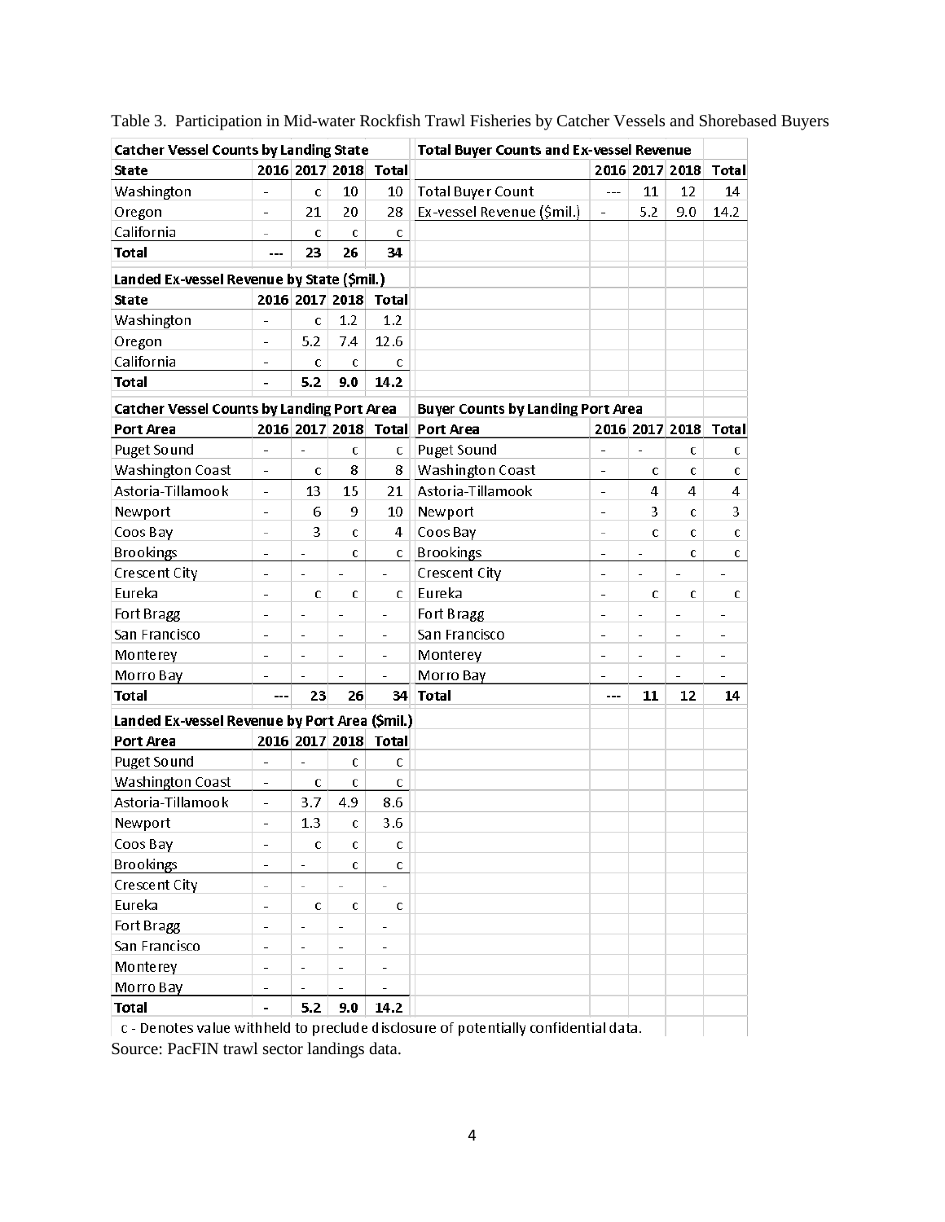Table 3. Participation in Mid-water Rockfish Trawl Fisheries by Catcher Vessels and Shorebased Buyers

**Catcher Vessel Counts by Landing State**

| State | 2016 | 2017 | 2018 | Total |
|---|---|---|---|---|
| Washington | - | c | 10 | 10 |
| Oregon | - | 21 | 20 | 28 |
| California | - | c | c | c |
| **Total** | **---** | **23** | **26** | **34** |

**Total Buyer Counts and Ex-vessel Revenue**

| | 2016 | 2017 | 2018 | Total |
|---|---|---|---|---|
| Total Buyer Count | --- | 11 | 12 | 14 |
| Ex-vessel Revenue ($mil.) | - | 5.2 | 9.0 | 14.2 |

**Landed Ex-vessel Revenue by State ($mil.)**

| State | 2016 | 2017 | 2018 | Total |
|---|---|---|---|---|
| Washington | - | c | 1.2 | 1.2 |
| Oregon | - | 5.2 | 7.4 | 12.6 |
| California | - | c | c | c |
| **Total** | **-** | **5.2** | **9.0** | **14.2** |

**Catcher Vessel Counts by Landing Port Area**

| Port Area | 2016 | 2017 | 2018 | Total |
|---|---|---|---|---|
| Puget Sound | - | - | c | c |
| Washington Coast | - | c | 8 | 8 |
| Astoria-Tillamook | - | 13 | 15 | 21 |
| Newport | - | 6 | 9 | 10 |
| Coos Bay | - | 3 | c | 4 |
| Brookings | - | - | c | c |
| Crescent City | - | - | - | - |
| Eureka | - | c | c | c |
| Fort Bragg | - | - | - | - |
| San Francisco | - | - | - | - |
| Monterey | - | - | - | - |
| Morro Bay | - | - | - | - |
| **Total** | **---** | **23** | **26** | **34** |

**Buyer Counts by Landing Port Area**

| Port Area | 2016 | 2017 | 2018 | Total |
|---|---|---|---|---|
| Puget Sound | - | - | c | c |
| Washington Coast | - | c | c | c |
| Astoria-Tillamook | - | 4 | 4 | 4 |
| Newport | - | 3 | c | 3 |
| Coos Bay | - | c | c | c |
| Brookings | - | - | c | c |
| Crescent City | - | - | - | - |
| Eureka | - | c | c | c |
| Fort Bragg | - | - | - | - |
| San Francisco | - | - | - | - |
| Monterey | - | - | - | - |
| Morro Bay | - | - | - | - |
| **Total** | **---** | **11** | **12** | **14** |

**Landed Ex-vessel Revenue by Port Area ($mil.)**

| Port Area | 2016 | 2017 | 2018 | Total |
|---|---|---|---|---|
| Puget Sound | - | - | c | c |
| Washington Coast | - | c | c | c |
| Astoria-Tillamook | - | 3.7 | 4.9 | 8.6 |
| Newport | - | 1.3 | c | 3.6 |
| Coos Bay | - | c | c | c |
| Brookings | - | - | c | c |
| Crescent City | - | - | - | - |
| Eureka | - | c | c | c |
| Fort Bragg | - | - | - | - |
| San Francisco | - | - | - | - |
| Monterey | - | - | - | - |
| Morro Bay | - | - | - | - |
| **Total** | **-** | **5.2** | **9.0** | **14.2** |

c - Denotes value withheld to preclude disclosure of potentially confidential data.

Source: PacFIN trawl sector landings data.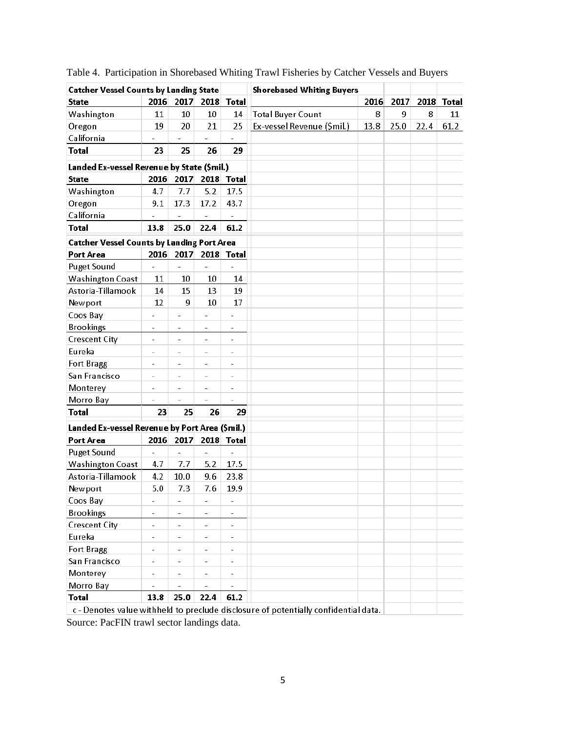Table 4. Participation in Shorebased Whiting Trawl Fisheries by Catcher Vessels and Buyers

| Catcher Vessel Counts by Landing State | | | | |
|---|---|---|---|---|
| **State** | **2016** | **2017** | **2018** | **Total** |
| Washington | 11 | 10 | 10 | 14 |
| Oregon | 19 | 20 | 21 | 25 |
| California | - | - | - | - |
| **Total** | **23** | **25** | **26** | **29** |

| Landed Ex-vessel Revenue by State ($mil.) | | | | |
|---|---|---|---|---|
| **State** | **2016** | **2017** | **2018** | **Total** |
| Washington | 4.7 | 7.7 | 5.2 | 17.5 |
| Oregon | 9.1 | 17.3 | 17.2 | 43.7 |
| California | - | - | - | - |
| **Total** | **13.8** | **25.0** | **22.4** | **61.2** |

| Catcher Vessel Counts by Landing Port Area | | | | |
|---|---|---|---|---|
| **Port Area** | **2016** | **2017** | **2018** | **Total** |
| Puget Sound | - | - | - | - |
| Washington Coast | 11 | 10 | 10 | 14 |
| Astoria-Tillamook | 14 | 15 | 13 | 19 |
| Newport | 12 | 9 | 10 | 17 |
| Coos Bay | - | - | - | - |
| Brookings | - | - | - | - |
| Crescent City | - | - | - | - |
| Eureka | - | - | - | - |
| Fort Bragg | - | - | - | - |
| San Francisco | - | - | - | - |
| Monterey | - | - | - | - |
| Morro Bay | - | - | - | - |
| **Total** | **23** | **25** | **26** | **29** |

| Landed Ex-vessel Revenue by Port Area ($mil.) | | | | |
|---|---|---|---|---|
| **Port Area** | **2016** | **2017** | **2018** | **Total** |
| Puget Sound | - | - | - | - |
| Washington Coast | 4.7 | 7.7 | 5.2 | 17.5 |
| Astoria-Tillamook | 4.2 | 10.0 | 9.6 | 23.8 |
| Newport | 5.0 | 7.3 | 7.6 | 19.9 |
| Coos Bay | - | - | - | - |
| Brookings | - | - | - | - |
| Crescent City | - | - | - | - |
| Eureka | - | - | - | - |
| Fort Bragg | - | - | - | - |
| San Francisco | - | - | - | - |
| Monterey | - | - | - | - |
| Morro Bay | - | - | - | - |
| **Total** | **13.8** | **25.0** | **22.4** | **61.2** |

| Shorebased Whiting Buyers | | | | |
|---|---|---|---|---|
| | **2016** | **2017** | **2018** | **Total** |
| Total Buyer Count | 8 | 9 | 8 | 11 |
| Ex-vessel Revenue ($mil.) | 13.8 | 25.0 | 22.4 | 61.2 |

c - Denotes value withheld to preclude disclosure of potentially confidential data.

Source: PacFIN trawl sector landings data.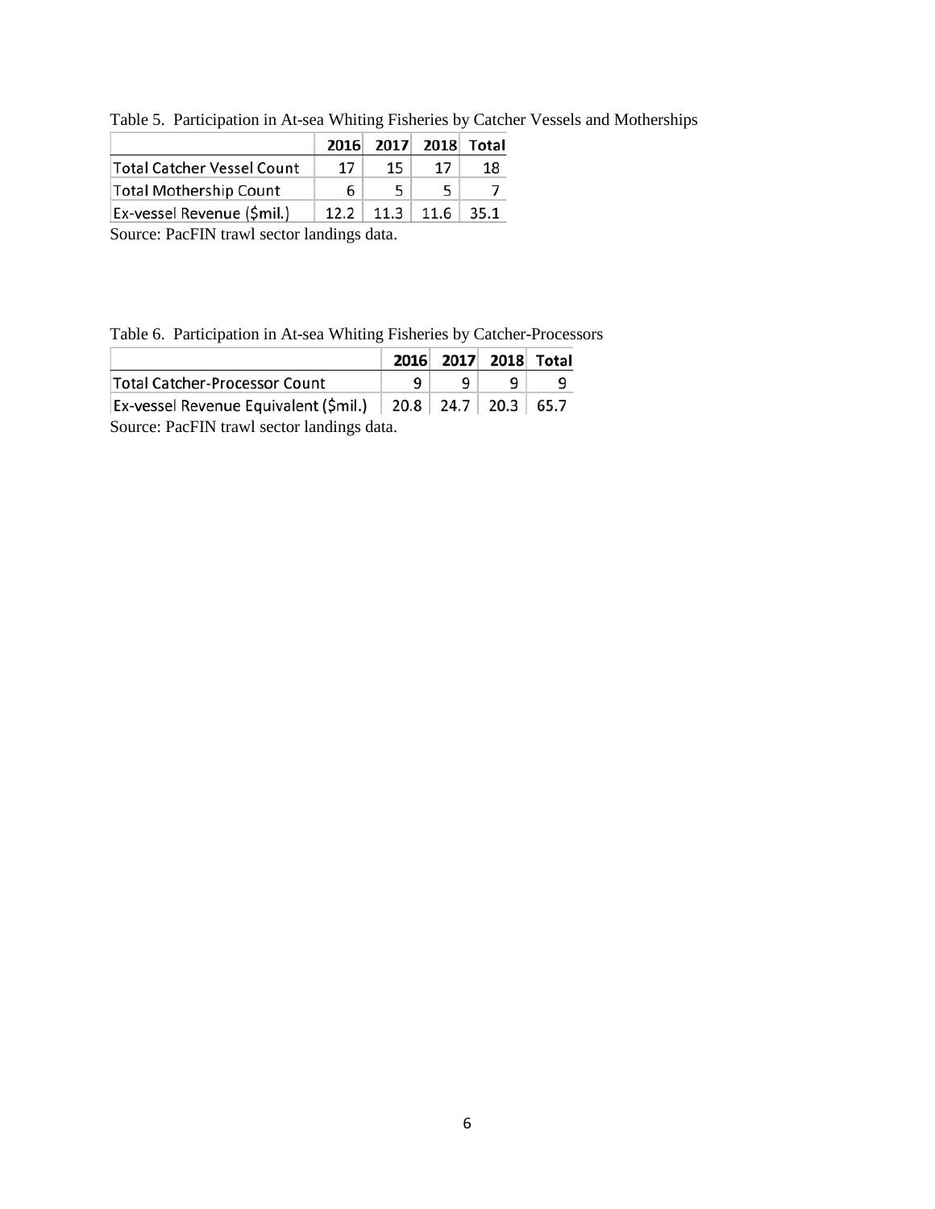Table 5. Participation in At-sea Whiting Fisheries by Catcher Vessels and Motherships

| | 2016 | 2017 | 2018 | Total |
|---|---|---|---|---|
| Total Catcher Vessel Count | 17 | 15 | 17 | 18 |
| Total Mothership Count | 6 | 5 | 5 | 7 |
| Ex-vessel Revenue ($mil.) | 12.2 | 11.3 | 11.6 | 35.1 |

Source: PacFIN trawl sector landings data.

Table 6. Participation in At-sea Whiting Fisheries by Catcher-Processors

| | 2016 | 2017 | 2018 | Total |
|---|---|---|---|---|
| Total Catcher-Processor Count | 9 | 9 | 9 | 9 |
| Ex-vessel Revenue Equivalent ($mil.) | 20.8 | 24.7 | 20.3 | 65.7 |

Source: PacFIN trawl sector landings data.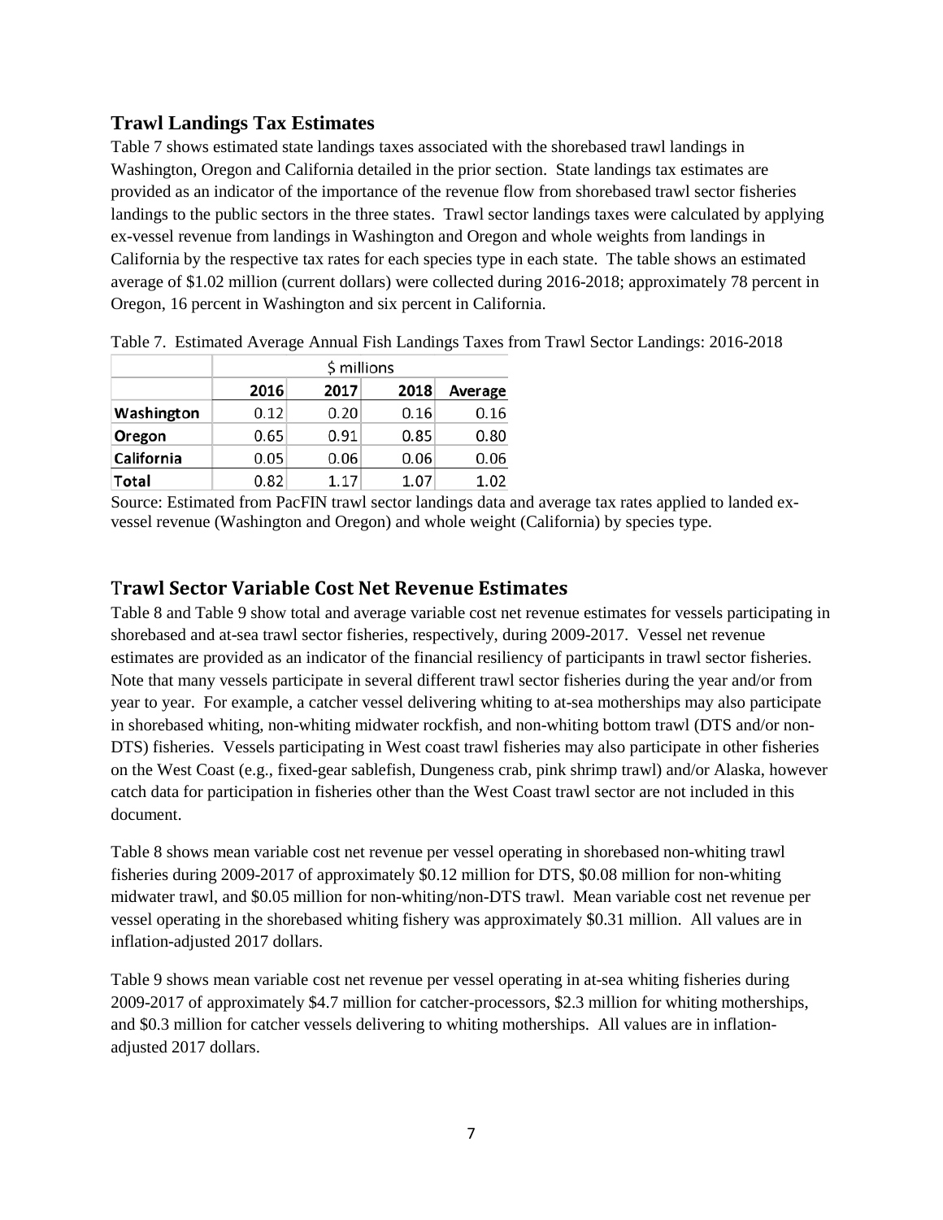## Trawl Landings Tax Estimates

Table 7 shows estimated state landings taxes associated with the shorebased trawl landings in Washington, Oregon and California detailed in the prior section. State landings tax estimates are provided as an indicator of the importance of the revenue flow from shorebased trawl sector fisheries landings to the public sectors in the three states. Trawl sector landings taxes were calculated by applying ex-vessel revenue from landings in Washington and Oregon and whole weights from landings in California by the respective tax rates for each species type in each state. The table shows an estimated average of $1.02 million (current dollars) were collected during 2016-2018; approximately 78 percent in Oregon, 16 percent in Washington and six percent in California.

Table 7. Estimated Average Annual Fish Landings Taxes from Trawl Sector Landings: 2016-2018

| | $ millions | | | |
|---|---|---|---|---|
| | **2016** | **2017** | **2018** | **Average** |
| **Washington** | 0.12 | 0.20 | 0.16 | 0.16 |
| **Oregon** | 0.65 | 0.91 | 0.85 | 0.80 |
| **California** | 0.05 | 0.06 | 0.06 | 0.06 |
| **Total** | 0.82 | 1.17 | 1.07 | 1.02 |

Source: Estimated from PacFIN trawl sector landings data and average tax rates applied to landed ex-vessel revenue (Washington and Oregon) and whole weight (California) by species type.

## Trawl Sector Variable Cost Net Revenue Estimates

Table 8 and Table 9 show total and average variable cost net revenue estimates for vessels participating in shorebased and at-sea trawl sector fisheries, respectively, during 2009-2017. Vessel net revenue estimates are provided as an indicator of the financial resiliency of participants in trawl sector fisheries. Note that many vessels participate in several different trawl sector fisheries during the year and/or from year to year. For example, a catcher vessel delivering whiting to at-sea motherships may also participate in shorebased whiting, non-whiting midwater rockfish, and non-whiting bottom trawl (DTS and/or non-DTS) fisheries. Vessels participating in West coast trawl fisheries may also participate in other fisheries on the West Coast (e.g., fixed-gear sablefish, Dungeness crab, pink shrimp trawl) and/or Alaska, however catch data for participation in fisheries other than the West Coast trawl sector are not included in this document.

Table 8 shows mean variable cost net revenue per vessel operating in shorebased non-whiting trawl fisheries during 2009-2017 of approximately $0.12 million for DTS, $0.08 million for non-whiting midwater trawl, and $0.05 million for non-whiting/non-DTS trawl. Mean variable cost net revenue per vessel operating in the shorebased whiting fishery was approximately $0.31 million. All values are in inflation-adjusted 2017 dollars.

Table 9 shows mean variable cost net revenue per vessel operating in at-sea whiting fisheries during 2009-2017 of approximately $4.7 million for catcher-processors, $2.3 million for whiting motherships, and $0.3 million for catcher vessels delivering to whiting motherships. All values are in inflation-adjusted 2017 dollars.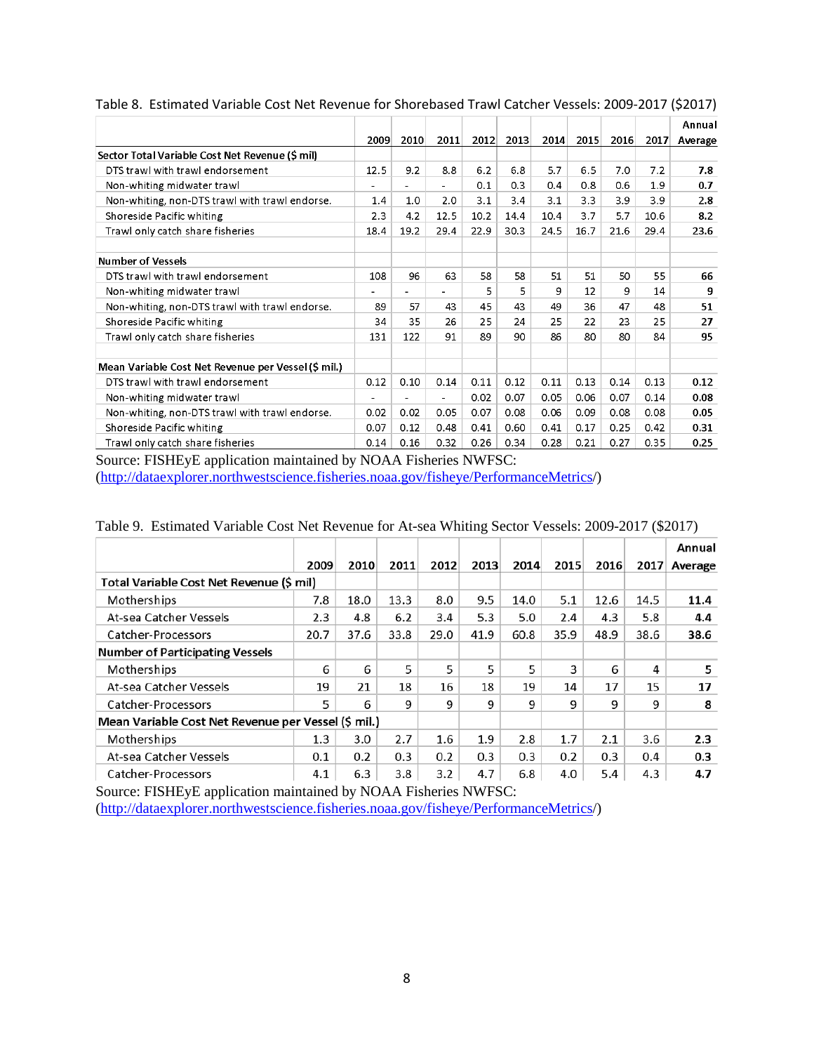Table 8. Estimated Variable Cost Net Revenue for Shorebased Trawl Catcher Vessels: 2009-2017 ($2017)

| | 2009 | 2010 | 2011 | 2012 | 2013 | 2014 | 2015 | 2016 | 2017 | Annual Average |
|---|---|---|---|---|---|---|---|---|---|---|
| **Sector Total Variable Cost Net Revenue ($ mil)** | | | | | | | | | | |
| DTS trawl with trawl endorsement | 12.5 | 9.2 | 8.8 | 6.2 | 6.8 | 5.7 | 6.5 | 7.0 | 7.2 | **7.8** |
| Non-whiting midwater trawl | - | - | - | 0.1 | 0.3 | 0.4 | 0.8 | 0.6 | 1.9 | **0.7** |
| Non-whiting, non-DTS trawl with trawl endorse. | 1.4 | 1.0 | 2.0 | 3.1 | 3.4 | 3.1 | 3.3 | 3.9 | 3.9 | **2.8** |
| Shoreside Pacific whiting | 2.3 | 4.2 | 12.5 | 10.2 | 14.4 | 10.4 | 3.7 | 5.7 | 10.6 | **8.2** |
| Trawl only catch share fisheries | 18.4 | 19.2 | 29.4 | 22.9 | 30.3 | 24.5 | 16.7 | 21.6 | 29.4 | **23.6** |
| | | | | | | | | | | |
| **Number of Vessels** | | | | | | | | | | |
| DTS trawl with trawl endorsement | 108 | 96 | 63 | 58 | 58 | 51 | 51 | 50 | 55 | **66** |
| Non-whiting midwater trawl | - | - | - | 5 | 5 | 9 | 12 | 9 | 14 | **9** |
| Non-whiting, non-DTS trawl with trawl endorse. | 89 | 57 | 43 | 45 | 43 | 49 | 36 | 47 | 48 | **51** |
| Shoreside Pacific whiting | 34 | 35 | 26 | 25 | 24 | 25 | 22 | 23 | 25 | **27** |
| Trawl only catch share fisheries | 131 | 122 | 91 | 89 | 90 | 86 | 80 | 80 | 84 | **95** |
| | | | | | | | | | | |
| **Mean Variable Cost Net Revenue per Vessel ($ mil.)** | | | | | | | | | | |
| DTS trawl with trawl endorsement | 0.12 | 0.10 | 0.14 | 0.11 | 0.12 | 0.11 | 0.13 | 0.14 | 0.13 | **0.12** |
| Non-whiting midwater trawl | - | - | - | 0.02 | 0.07 | 0.05 | 0.06 | 0.07 | 0.14 | **0.08** |
| Non-whiting, non-DTS trawl with trawl endorse. | 0.02 | 0.02 | 0.05 | 0.07 | 0.08 | 0.06 | 0.09 | 0.08 | 0.08 | **0.05** |
| Shoreside Pacific whiting | 0.07 | 0.12 | 0.48 | 0.41 | 0.60 | 0.41 | 0.17 | 0.25 | 0.42 | **0.31** |
| Trawl only catch share fisheries | 0.14 | 0.16 | 0.32 | 0.26 | 0.34 | 0.28 | 0.21 | 0.27 | 0.35 | **0.25** |

Source: FISHEyE application maintained by NOAA Fisheries NWFSC: (http://dataexplorer.northwestscience.fisheries.noaa.gov/fisheye/PerformanceMetrics/)

Table 9. Estimated Variable Cost Net Revenue for At-sea Whiting Sector Vessels: 2009-2017 ($2017)

| | 2009 | 2010 | 2011 | 2012 | 2013 | 2014 | 2015 | 2016 | 2017 | Annual Average |
|---|---|---|---|---|---|---|---|---|---|---|
| **Total Variable Cost Net Revenue ($ mil)** | | | | | | | | | | |
| Motherships | 7.8 | 18.0 | 13.3 | 8.0 | 9.5 | 14.0 | 5.1 | 12.6 | 14.5 | **11.4** |
| At-sea Catcher Vessels | 2.3 | 4.8 | 6.2 | 3.4 | 5.3 | 5.0 | 2.4 | 4.3 | 5.8 | **4.4** |
| Catcher-Processors | 20.7 | 37.6 | 33.8 | 29.0 | 41.9 | 60.8 | 35.9 | 48.9 | 38.6 | **38.6** |
| **Number of Participating Vessels** | | | | | | | | | | |
| Motherships | 6 | 6 | 5 | 5 | 5 | 5 | 3 | 6 | 4 | **5** |
| At-sea Catcher Vessels | 19 | 21 | 18 | 16 | 18 | 19 | 14 | 17 | 15 | **17** |
| Catcher-Processors | 5 | 6 | 9 | 9 | 9 | 9 | 9 | 9 | 9 | **8** |
| **Mean Variable Cost Net Revenue per Vessel ($ mil.)** | | | | | | | | | | |
| Motherships | 1.3 | 3.0 | 2.7 | 1.6 | 1.9 | 2.8 | 1.7 | 2.1 | 3.6 | **2.3** |
| At-sea Catcher Vessels | 0.1 | 0.2 | 0.3 | 0.2 | 0.3 | 0.3 | 0.2 | 0.3 | 0.4 | **0.3** |
| Catcher-Processors | 4.1 | 6.3 | 3.8 | 3.2 | 4.7 | 6.8 | 4.0 | 5.4 | 4.3 | **4.7** |

Source: FISHEyE application maintained by NOAA Fisheries NWFSC: (http://dataexplorer.northwestscience.fisheries.noaa.gov/fisheye/PerformanceMetrics/)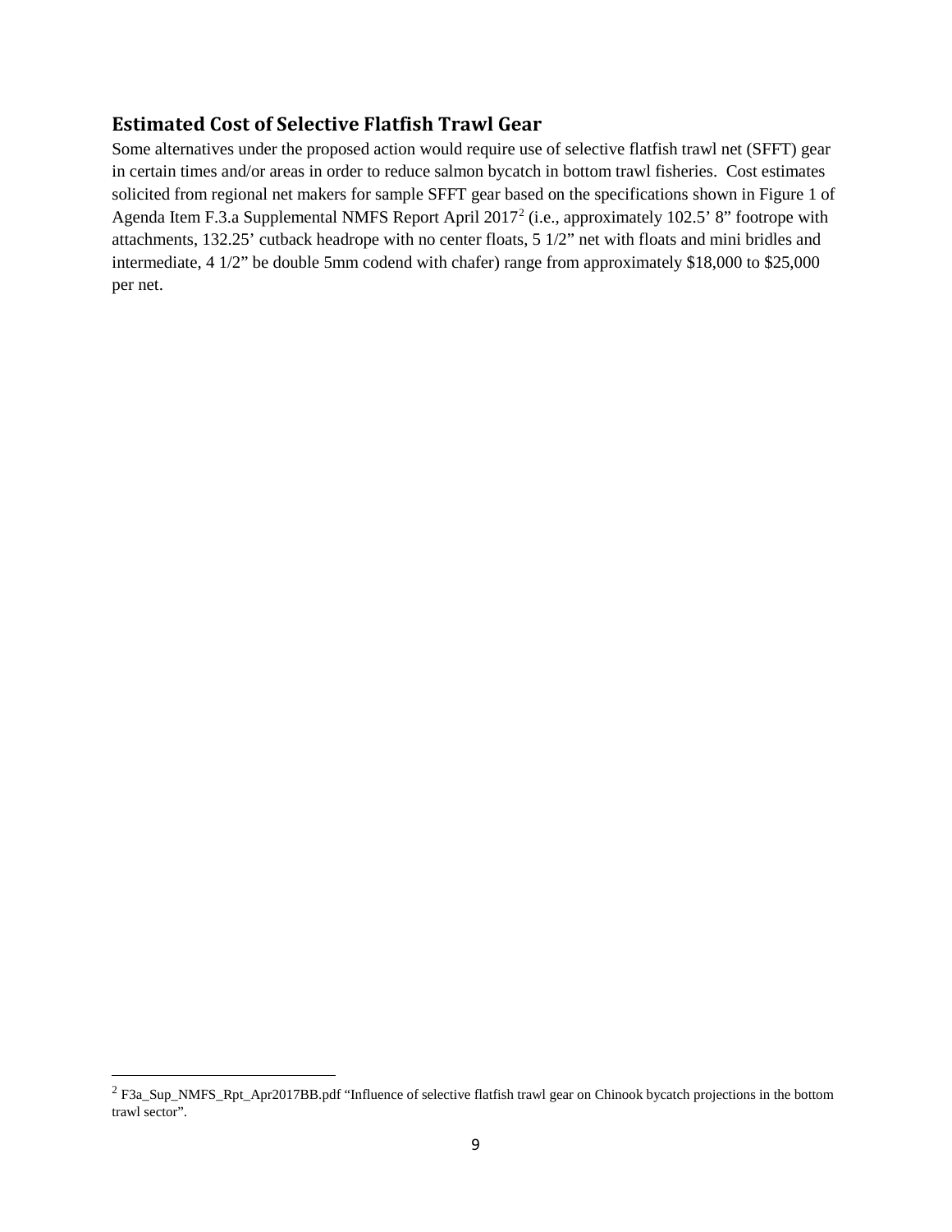## Estimated Cost of Selective Flatfish Trawl Gear

Some alternatives under the proposed action would require use of selective flatfish trawl net (SFFT) gear in certain times and/or areas in order to reduce salmon bycatch in bottom trawl fisheries. Cost estimates solicited from regional net makers for sample SFFT gear based on the specifications shown in Figure 1 of Agenda Item F.3.a Supplemental NMFS Report April 2017[2] (i.e., approximately 102.5' 8" footrope with attachments, 132.25' cutback headrope with no center floats, 5 1/2" net with floats and mini bridles and intermediate, 4 1/2" be double 5mm codend with chafer) range from approximately $18,000 to $25,000 per net.

---

[2] F3a_Sup_NMFS_Rpt_Apr2017BB.pdf "Influence of selective flatfish trawl gear on Chinook bycatch projections in the bottom trawl sector".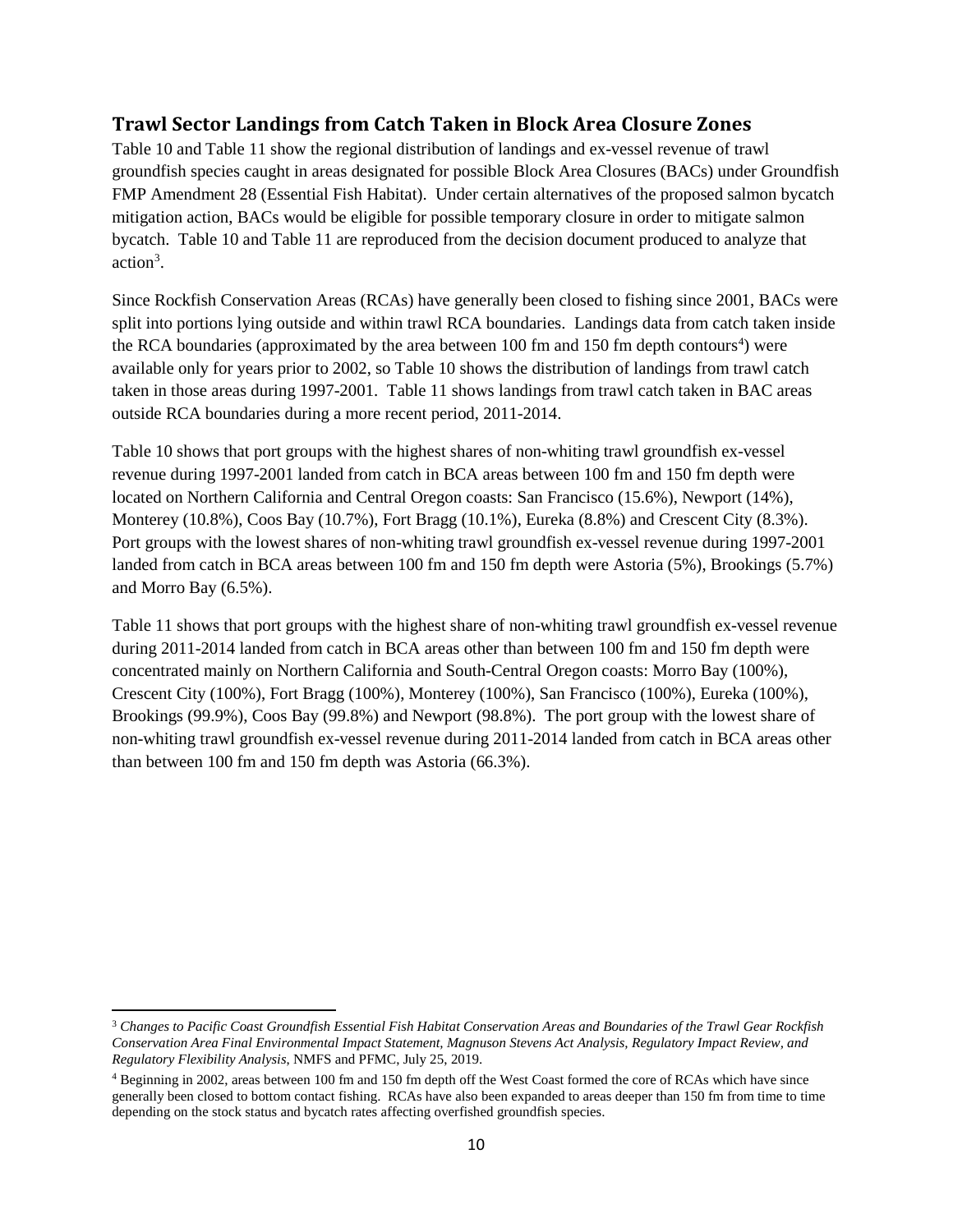## Trawl Sector Landings from Catch Taken in Block Area Closure Zones

Table 10 and Table 11 show the regional distribution of landings and ex-vessel revenue of trawl groundfish species caught in areas designated for possible Block Area Closures (BACs) under Groundfish FMP Amendment 28 (Essential Fish Habitat). Under certain alternatives of the proposed salmon bycatch mitigation action, BACs would be eligible for possible temporary closure in order to mitigate salmon bycatch. Table 10 and Table 11 are reproduced from the decision document produced to analyze that action[3].

Since Rockfish Conservation Areas (RCAs) have generally been closed to fishing since 2001, BACs were split into portions lying outside and within trawl RCA boundaries. Landings data from catch taken inside the RCA boundaries (approximated by the area between 100 fm and 150 fm depth contours[4]) were available only for years prior to 2002, so Table 10 shows the distribution of landings from trawl catch taken in those areas during 1997-2001. Table 11 shows landings from trawl catch taken in BAC areas outside RCA boundaries during a more recent period, 2011-2014.

Table 10 shows that port groups with the highest shares of non-whiting trawl groundfish ex-vessel revenue during 1997-2001 landed from catch in BCA areas between 100 fm and 150 fm depth were located on Northern California and Central Oregon coasts: San Francisco (15.6%), Newport (14%), Monterey (10.8%), Coos Bay (10.7%), Fort Bragg (10.1%), Eureka (8.8%) and Crescent City (8.3%). Port groups with the lowest shares of non-whiting trawl groundfish ex-vessel revenue during 1997-2001 landed from catch in BCA areas between 100 fm and 150 fm depth were Astoria (5%), Brookings (5.7%) and Morro Bay (6.5%).

Table 11 shows that port groups with the highest share of non-whiting trawl groundfish ex-vessel revenue during 2011-2014 landed from catch in BCA areas other than between 100 fm and 150 fm depth were concentrated mainly on Northern California and South-Central Oregon coasts: Morro Bay (100%), Crescent City (100%), Fort Bragg (100%), Monterey (100%), San Francisco (100%), Eureka (100%), Brookings (99.9%), Coos Bay (99.8%) and Newport (98.8%). The port group with the lowest share of non-whiting trawl groundfish ex-vessel revenue during 2011-2014 landed from catch in BCA areas other than between 100 fm and 150 fm depth was Astoria (66.3%).

---

[3] *Changes to Pacific Coast Groundfish Essential Fish Habitat Conservation Areas and Boundaries of the Trawl Gear Rockfish Conservation Area Final Environmental Impact Statement, Magnuson Stevens Act Analysis, Regulatory Impact Review, and Regulatory Flexibility Analysis*, NMFS and PFMC, July 25, 2019.

[4] Beginning in 2002, areas between 100 fm and 150 fm depth off the West Coast formed the core of RCAs which have since generally been closed to bottom contact fishing. RCAs have also been expanded to areas deeper than 150 fm from time to time depending on the stock status and bycatch rates affecting overfished groundfish species.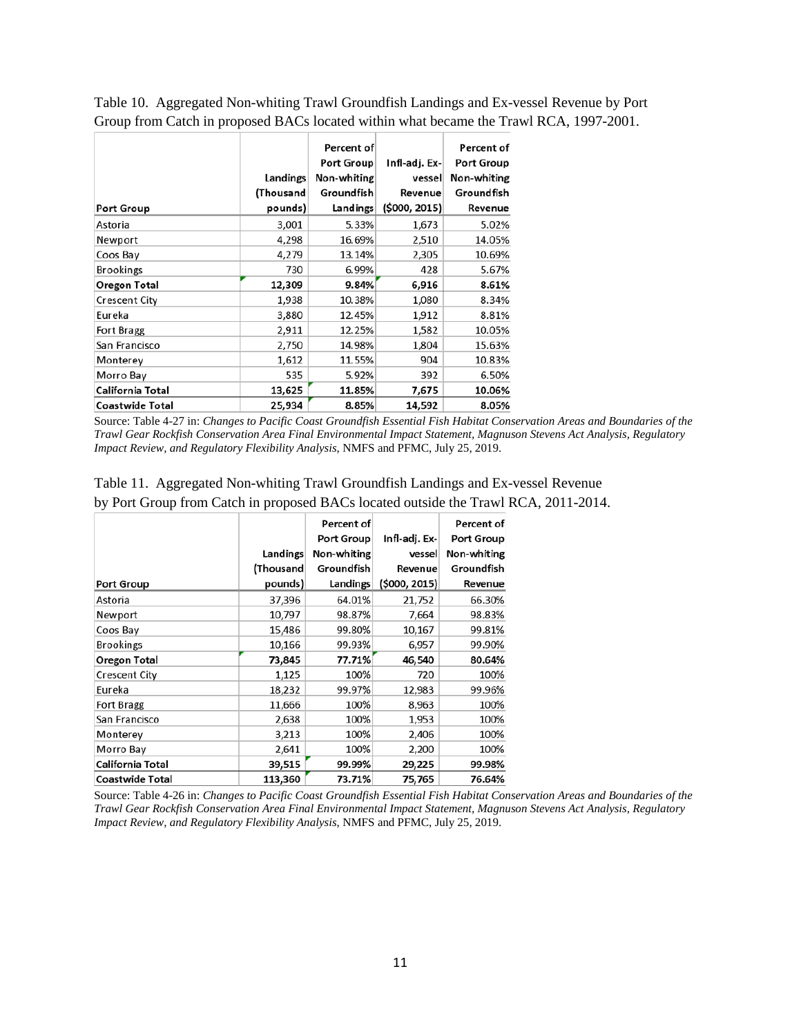Table 10. Aggregated Non-whiting Trawl Groundfish Landings and Ex-vessel Revenue by Port Group from Catch in proposed BACs located within what became the Trawl RCA, 1997-2001.

| Port Group | Landings (Thousand pounds) | Percent of Port Group Non-whiting Groundfish Landings | Infl-adj. Ex-vessel Revenue ($000, 2015) | Percent of Port Group Non-whiting Groundfish Revenue |
|---|---|---|---|---|
| Astoria | 3,001 | 5.33% | 1,673 | 5.02% |
| Newport | 4,298 | 16.69% | 2,510 | 14.05% |
| Coos Bay | 4,279 | 13.14% | 2,305 | 10.69% |
| Brookings | 730 | 6.99% | 428 | 5.67% |
| **Oregon Total** | **12,309** | **9.84%** | **6,916** | **8.61%** |
| Crescent City | 1,938 | 10.38% | 1,080 | 8.34% |
| Eureka | 3,880 | 12.45% | 1,912 | 8.81% |
| Fort Bragg | 2,911 | 12.25% | 1,582 | 10.05% |
| San Francisco | 2,750 | 14.98% | 1,804 | 15.63% |
| Monterey | 1,612 | 11.55% | 904 | 10.83% |
| Morro Bay | 535 | 5.92% | 392 | 6.50% |
| **California Total** | **13,625** | **11.85%** | **7,675** | **10.06%** |
| **Coastwide Total** | **25,934** | **8.85%** | **14,592** | **8.05%** |

Source: Table 4-27 in: *Changes to Pacific Coast Groundfish Essential Fish Habitat Conservation Areas and Boundaries of the Trawl Gear Rockfish Conservation Area Final Environmental Impact Statement, Magnuson Stevens Act Analysis, Regulatory Impact Review, and Regulatory Flexibility Analysis*, NMFS and PFMC, July 25, 2019.

Table 11. Aggregated Non-whiting Trawl Groundfish Landings and Ex-vessel Revenue by Port Group from Catch in proposed BACs located outside the Trawl RCA, 2011-2014.

| Port Group | Landings (Thousand pounds) | Percent of Port Group Non-whiting Groundfish Landings | Infl-adj. Ex-vessel Revenue ($000, 2015) | Percent of Port Group Non-whiting Groundfish Revenue |
|---|---|---|---|---|
| Astoria | 37,396 | 64.01% | 21,752 | 66.30% |
| Newport | 10,797 | 98.87% | 7,664 | 98.83% |
| Coos Bay | 15,486 | 99.80% | 10,167 | 99.81% |
| Brookings | 10,166 | 99.93% | 6,957 | 99.90% |
| **Oregon Total** | **73,845** | **77.71%** | **46,540** | **80.64%** |
| Crescent City | 1,125 | 100% | 720 | 100% |
| Eureka | 18,232 | 99.97% | 12,983 | 99.96% |
| Fort Bragg | 11,666 | 100% | 8,963 | 100% |
| San Francisco | 2,638 | 100% | 1,953 | 100% |
| Monterey | 3,213 | 100% | 2,406 | 100% |
| Morro Bay | 2,641 | 100% | 2,200 | 100% |
| **California Total** | **39,515** | **99.99%** | **29,225** | **99.98%** |
| **Coastwide Total** | **113,360** | **73.71%** | **75,765** | **76.64%** |

Source: Table 4-26 in: *Changes to Pacific Coast Groundfish Essential Fish Habitat Conservation Areas and Boundaries of the Trawl Gear Rockfish Conservation Area Final Environmental Impact Statement, Magnuson Stevens Act Analysis, Regulatory Impact Review, and Regulatory Flexibility Analysis*, NMFS and PFMC, July 25, 2019.